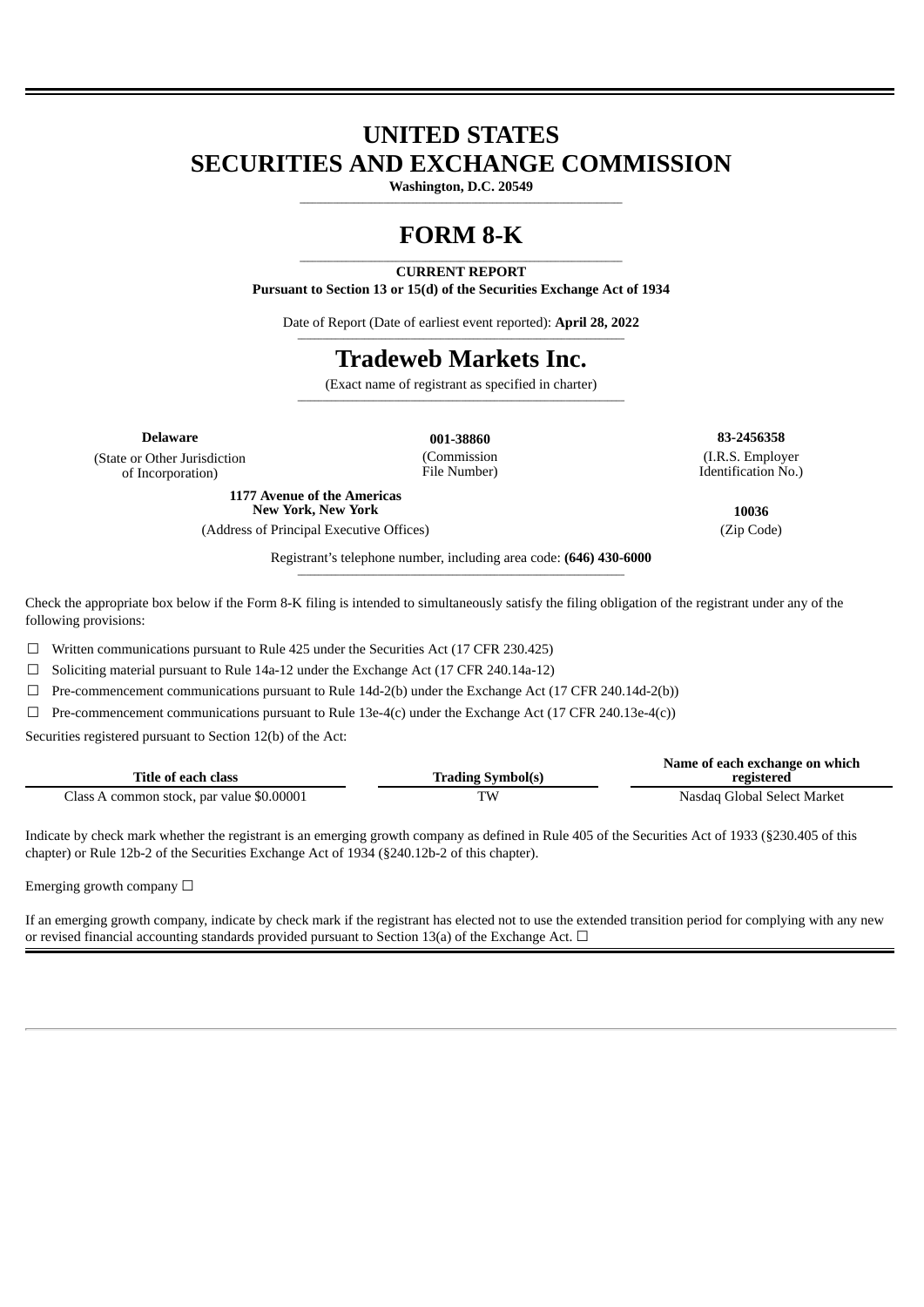# UNITED STATES
# SECURITIES AND EXCHANGE COMMISSION

**Washington, D.C. 20549**

# FORM 8-K

**CURRENT REPORT**
**Pursuant to Section 13 or 15(d) of the Securities Exchange Act of 1934**

Date of Report (Date of earliest event reported): **April 28, 2022**

# Tradeweb Markets Inc.

(Exact name of registrant as specified in charter)

| **Delaware** | **001-38860** | **83-2456358** |
|---|---|---|
| (State or Other Jurisdiction of Incorporation) | (Commission File Number) | (I.R.S. Employer Identification No.) |

| **1177 Avenue of the Americas New York, New York** | **10036** |
|---|---|
| (Address of Principal Executive Offices) | (Zip Code) |

Registrant's telephone number, including area code: **(646) 430-6000**

Check the appropriate box below if the Form 8-K filing is intended to simultaneously satisfy the filing obligation of the registrant under any of the following provisions:

☐ Written communications pursuant to Rule 425 under the Securities Act (17 CFR 230.425)

☐ Soliciting material pursuant to Rule 14a-12 under the Exchange Act (17 CFR 240.14a-12)

☐ Pre-commencement communications pursuant to Rule 14d-2(b) under the Exchange Act (17 CFR 240.14d-2(b))

☐ Pre-commencement communications pursuant to Rule 13e-4(c) under the Exchange Act (17 CFR 240.13e-4(c))

Securities registered pursuant to Section 12(b) of the Act:

| Title of each class | Trading Symbol(s) | Name of each exchange on which registered |
|---|---|---|
| Class A common stock, par value $0.00001 | TW | Nasdaq Global Select Market |

Indicate by check mark whether the registrant is an emerging growth company as defined in Rule 405 of the Securities Act of 1933 (§230.405 of this chapter) or Rule 12b-2 of the Securities Exchange Act of 1934 (§240.12b-2 of this chapter).

Emerging growth company ☐

If an emerging growth company, indicate by check mark if the registrant has elected not to use the extended transition period for complying with any new or revised financial accounting standards provided pursuant to Section 13(a) of the Exchange Act. ☐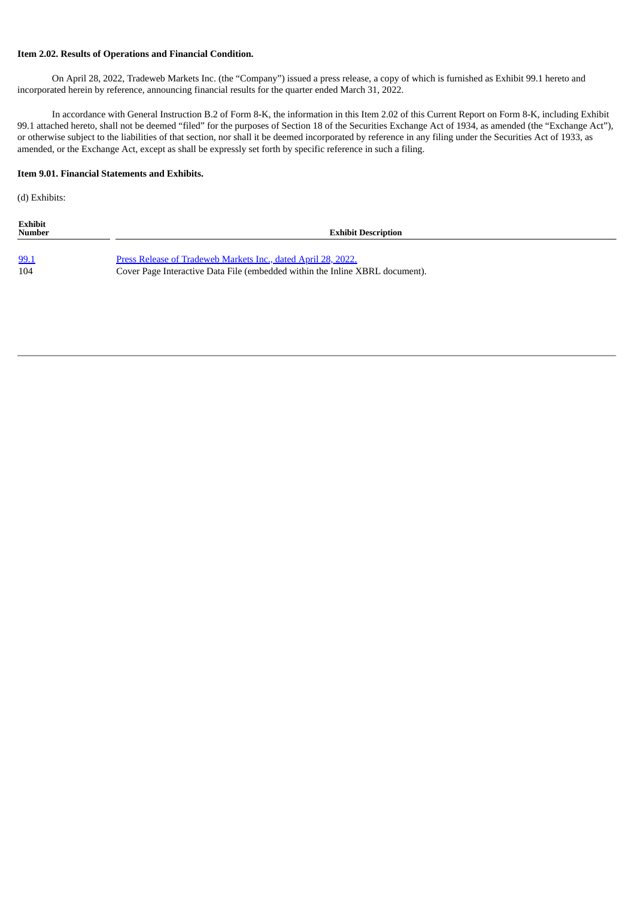**Item 2.02. Results of Operations and Financial Condition.**

On April 28, 2022, Tradeweb Markets Inc. (the "Company") issued a press release, a copy of which is furnished as Exhibit 99.1 hereto and incorporated herein by reference, announcing financial results for the quarter ended March 31, 2022.

In accordance with General Instruction B.2 of Form 8-K, the information in this Item 2.02 of this Current Report on Form 8-K, including Exhibit 99.1 attached hereto, shall not be deemed "filed" for the purposes of Section 18 of the Securities Exchange Act of 1934, as amended (the "Exchange Act"), or otherwise subject to the liabilities of that section, nor shall it be deemed incorporated by reference in any filing under the Securities Act of 1933, as amended, or the Exchange Act, except as shall be expressly set forth by specific reference in such a filing.

**Item 9.01. Financial Statements and Exhibits.**

(d) Exhibits:

| Exhibit Number | Exhibit Description |
|---|---|
| 99.1 | Press Release of Tradeweb Markets Inc., dated April 28, 2022. |
| 104 | Cover Page Interactive Data File (embedded within the Inline XBRL document). |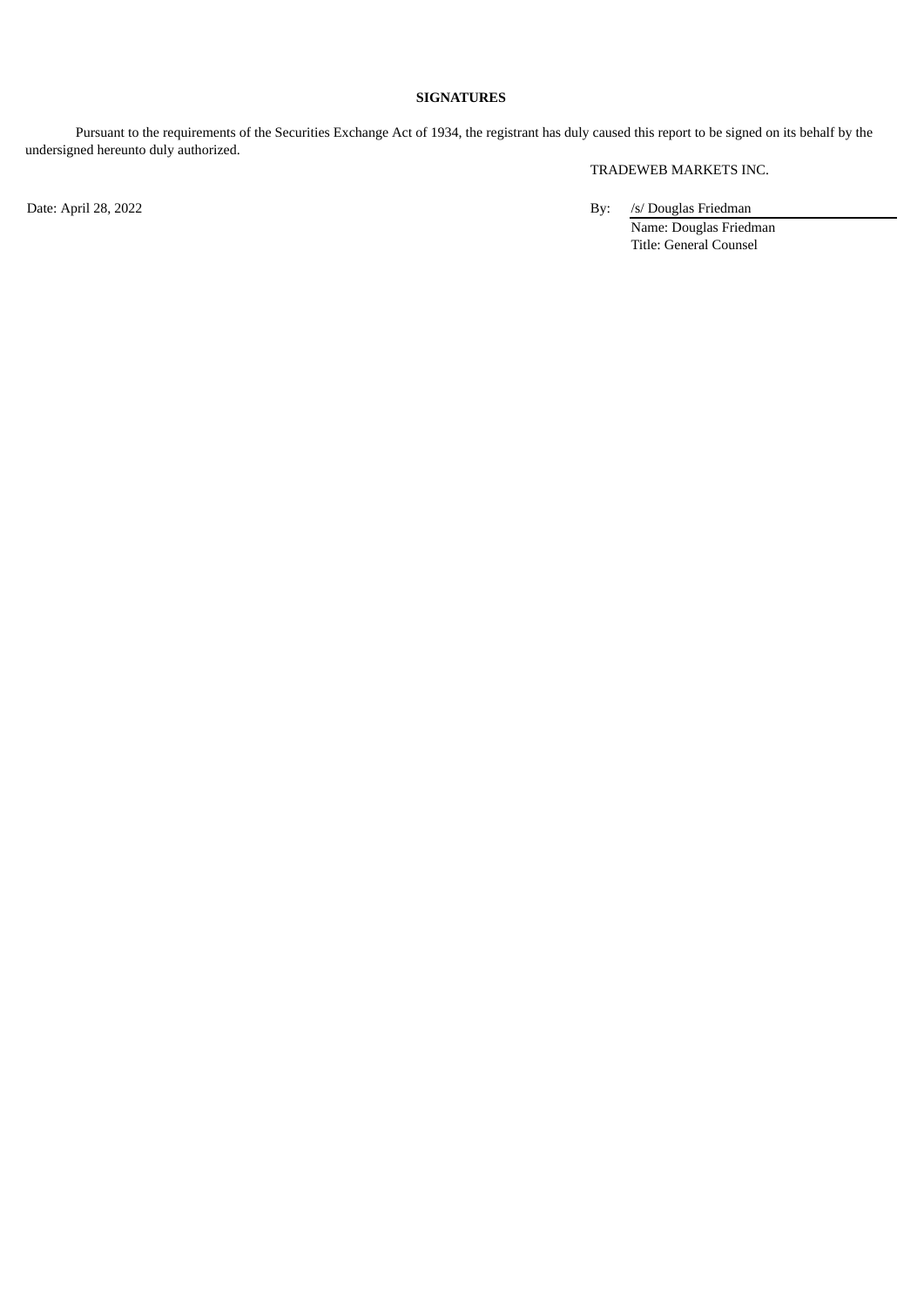**SIGNATURES**

Pursuant to the requirements of the Securities Exchange Act of 1934, the registrant has duly caused this report to be signed on its behalf by the undersigned hereunto duly authorized.

TRADEWEB MARKETS INC.

Date: April 28, 2022

By: /s/ Douglas Friedman
Name: Douglas Friedman
Title: General Counsel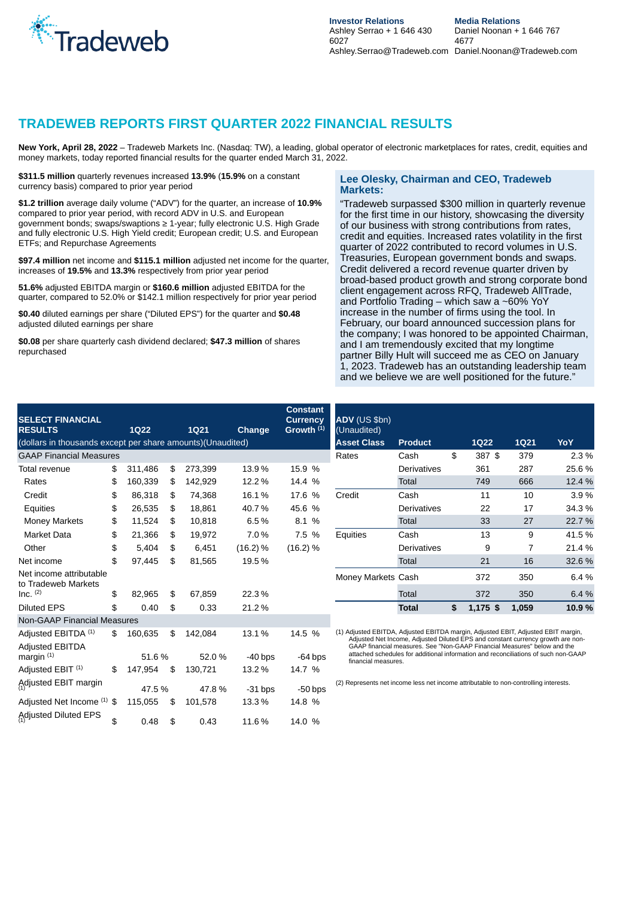Tradeweb

**Investor Relations**
Ashley Serrao + 1 646 430 6027
Ashley.Serrao@Tradeweb.com

**Media Relations**
Daniel Noonan + 1 646 767 4677
Daniel.Noonan@Tradeweb.com

# TRADEWEB REPORTS FIRST QUARTER 2022 FINANCIAL RESULTS

**New York, April 28, 2022** – Tradeweb Markets Inc. (Nasdaq: TW), a leading, global operator of electronic marketplaces for rates, credit, equities and money markets, today reported financial results for the quarter ended March 31, 2022.

**$311.5 million** quarterly revenues increased **13.9%** (**15.9%** on a constant currency basis) compared to prior year period

**$1.2 trillion** average daily volume ("ADV") for the quarter, an increase of **10.9%** compared to prior year period, with record ADV in U.S. and European government bonds; swaps/swaptions ≥ 1-year; fully electronic U.S. High Grade and fully electronic U.S. High Yield credit; European credit; U.S. and European ETFs; and Repurchase Agreements

**$97.4 million** net income and **$115.1 million** adjusted net income for the quarter, increases of **19.5%** and **13.3%** respectively from prior year period

**51.6%** adjusted EBITDA margin or **$160.6 million** adjusted EBITDA for the quarter, compared to 52.0% or $142.1 million respectively for prior year period

**$0.40** diluted earnings per share ("Diluted EPS") for the quarter and **$0.48** adjusted diluted earnings per share

**$0.08** per share quarterly cash dividend declared; **$47.3 million** of shares repurchased

### Lee Olesky, Chairman and CEO, Tradeweb Markets:

"Tradeweb surpassed $300 million in quarterly revenue for the first time in our history, showcasing the diversity of our business with strong contributions from rates, credit and equities. Increased rates volatility in the first quarter of 2022 contributed to record volumes in U.S. Treasuries, European government bonds and swaps. Credit delivered a record revenue quarter driven by broad-based product growth and strong corporate bond client engagement across RFQ, Tradeweb AllTrade, and Portfolio Trading – which saw a ~60% YoY increase in the number of firms using the tool. In February, our board announced succession plans for the company; I was honored to be appointed Chairman, and I am tremendously excited that my longtime partner Billy Hult will succeed me as CEO on January 1, 2023. Tradeweb has an outstanding leadership team and we believe we are well positioned for the future."

| **SELECT FINANCIAL RESULTS** | **1Q22** | **1Q21** | **Change** | **Constant Currency Growth [1]** |
|---|---|---|---|---|
| (dollars in thousands except per share amounts)(Unaudited) | | | | |
| GAAP Financial Measures | | | | |
| Total revenue | $ 311,486 | $ 273,399 | 13.9 % | 15.9 % |
| Rates | $ 160,339 | $ 142,929 | 12.2 % | 14.4 % |
| Credit | $ 86,318 | $ 74,368 | 16.1 % | 17.6 % |
| Equities | $ 26,535 | $ 18,861 | 40.7 % | 45.6 % |
| Money Markets | $ 11,524 | $ 10,818 | 6.5 % | 8.1 % |
| Market Data | $ 21,366 | $ 19,972 | 7.0 % | 7.5 % |
| Other | $ 5,404 | $ 6,451 | (16.2) % | (16.2) % |
| Net income | $ 97,445 | $ 81,565 | 19.5 % | |
| Net income attributable to Tradeweb Markets Inc. [2] | $ 82,965 | $ 67,859 | 22.3 % | |
| Diluted EPS | $ 0.40 | $ 0.33 | 21.2 % | |
| Non-GAAP Financial Measures | | | | |
| Adjusted EBITDA [1] | $ 160,635 | $ 142,084 | 13.1 % | 14.5 % |
| Adjusted EBITDA margin [1] | 51.6 % | 52.0 % | -40 bps | -64 bps |
| Adjusted EBIT [1] | $ 147,954 | $ 130,721 | 13.2 % | 14.7 % |
| Adjusted EBIT margin [1] | 47.5 % | 47.8 % | -31 bps | -50 bps |
| Adjusted Net Income [1] | $ 115,055 | $ 101,578 | 13.3 % | 14.8 % |
| Adjusted Diluted EPS [1] | $ 0.48 | $ 0.43 | 11.6 % | 14.0 % |

| **ADV** (US $bn) (Unaudited) | | | | |
|---|---|---|---|---|
| **Asset Class** | **Product** | **1Q22** | **1Q21** | **YoY** |
| Rates | Cash | $ 387 | $ 379 | 2.3 % |
| | Derivatives | 361 | 287 | 25.6 % |
| | Total | 749 | 666 | 12.4 % |
| Credit | Cash | 11 | 10 | 3.9 % |
| | Derivatives | 22 | 17 | 34.3 % |
| | Total | 33 | 27 | 22.7 % |
| Equities | Cash | 13 | 9 | 41.5 % |
| | Derivatives | 9 | 7 | 21.4 % |
| | Total | 21 | 16 | 32.6 % |
| Money Markets | Cash | 372 | 350 | 6.4 % |
| | Total | 372 | 350 | 6.4 % |
| | **Total** | **$ 1,175** | **$ 1,059** | **10.9 %** |

(1) Adjusted EBITDA, Adjusted EBITDA margin, Adjusted EBIT, Adjusted EBIT margin, Adjusted Net Income, Adjusted Diluted EPS and constant currency growth are non-GAAP financial measures. See "Non-GAAP Financial Measures" below and the attached schedules for additional information and reconciliations of such non-GAAP financial measures.

(2) Represents net income less net income attributable to non-controlling interests.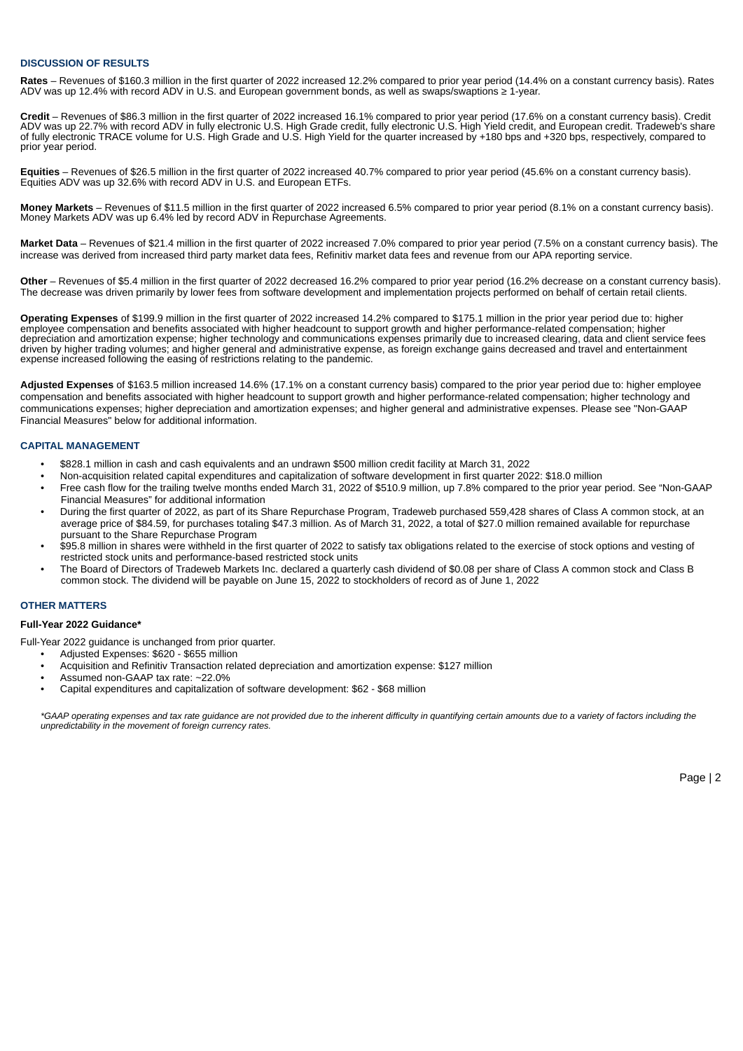## DISCUSSION OF RESULTS

**Rates** – Revenues of $160.3 million in the first quarter of 2022 increased 12.2% compared to prior year period (14.4% on a constant currency basis). Rates ADV was up 12.4% with record ADV in U.S. and European government bonds, as well as swaps/swaptions ≥ 1-year.

**Credit** – Revenues of $86.3 million in the first quarter of 2022 increased 16.1% compared to prior year period (17.6% on a constant currency basis). Credit ADV was up 22.7% with record ADV in fully electronic U.S. High Grade credit, fully electronic U.S. High Yield credit, and European credit. Tradeweb's share of fully electronic TRACE volume for U.S. High Grade and U.S. High Yield for the quarter increased by +180 bps and +320 bps, respectively, compared to prior year period.

**Equities** – Revenues of $26.5 million in the first quarter of 2022 increased 40.7% compared to prior year period (45.6% on a constant currency basis). Equities ADV was up 32.6% with record ADV in U.S. and European ETFs.

**Money Markets** – Revenues of $11.5 million in the first quarter of 2022 increased 6.5% compared to prior year period (8.1% on a constant currency basis). Money Markets ADV was up 6.4% led by record ADV in Repurchase Agreements.

**Market Data** – Revenues of $21.4 million in the first quarter of 2022 increased 7.0% compared to prior year period (7.5% on a constant currency basis). The increase was derived from increased third party market data fees, Refinitiv market data fees and revenue from our APA reporting service.

**Other** – Revenues of $5.4 million in the first quarter of 2022 decreased 16.2% compared to prior year period (16.2% decrease on a constant currency basis). The decrease was driven primarily by lower fees from software development and implementation projects performed on behalf of certain retail clients.

**Operating Expenses** of $199.9 million in the first quarter of 2022 increased 14.2% compared to $175.1 million in the prior year period due to: higher employee compensation and benefits associated with higher headcount to support growth and higher performance-related compensation; higher depreciation and amortization expense; higher technology and communications expenses primarily due to increased clearing, data and client service fees driven by higher trading volumes; and higher general and administrative expense, as foreign exchange gains decreased and travel and entertainment expense increased following the easing of restrictions relating to the pandemic.

**Adjusted Expenses** of $163.5 million increased 14.6% (17.1% on a constant currency basis) compared to the prior year period due to: higher employee compensation and benefits associated with higher headcount to support growth and higher performance-related compensation; higher technology and communications expenses; higher depreciation and amortization expenses; and higher general and administrative expenses. Please see "Non-GAAP Financial Measures" below for additional information.

## CAPITAL MANAGEMENT

- $828.1 million in cash and cash equivalents and an undrawn $500 million credit facility at March 31, 2022
- Non-acquisition related capital expenditures and capitalization of software development in first quarter 2022: $18.0 million
- Free cash flow for the trailing twelve months ended March 31, 2022 of $510.9 million, up 7.8% compared to the prior year period. See "Non-GAAP Financial Measures" for additional information
- During the first quarter of 2022, as part of its Share Repurchase Program, Tradeweb purchased 559,428 shares of Class A common stock, at an average price of $84.59, for purchases totaling $47.3 million. As of March 31, 2022, a total of $27.0 million remained available for repurchase pursuant to the Share Repurchase Program
- $95.8 million in shares were withheld in the first quarter of 2022 to satisfy tax obligations related to the exercise of stock options and vesting of restricted stock units and performance-based restricted stock units
- The Board of Directors of Tradeweb Markets Inc. declared a quarterly cash dividend of $0.08 per share of Class A common stock and Class B common stock. The dividend will be payable on June 15, 2022 to stockholders of record as of June 1, 2022

## OTHER MATTERS

### Full-Year 2022 Guidance*

Full-Year 2022 guidance is unchanged from prior quarter.

- Adjusted Expenses: $620 - $655 million
- Acquisition and Refinitiv Transaction related depreciation and amortization expense: $127 million
- Assumed non-GAAP tax rate: ~22.0%
- Capital expenditures and capitalization of software development: $62 - $68 million

*\*GAAP operating expenses and tax rate guidance are not provided due to the inherent difficulty in quantifying certain amounts due to a variety of factors including the unpredictability in the movement of foreign currency rates.*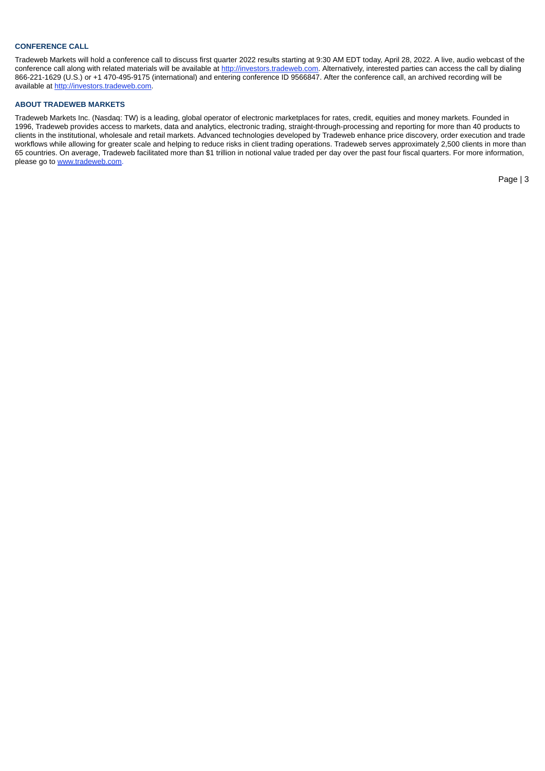### CONFERENCE CALL

Tradeweb Markets will hold a conference call to discuss first quarter 2022 results starting at 9:30 AM EDT today, April 28, 2022. A live, audio webcast of the conference call along with related materials will be available at http://investors.tradeweb.com. Alternatively, interested parties can access the call by dialing 866-221-1629 (U.S.) or +1 470-495-9175 (international) and entering conference ID 9566847. After the conference call, an archived recording will be available at http://investors.tradeweb.com.

### ABOUT TRADEWEB MARKETS

Tradeweb Markets Inc. (Nasdaq: TW) is a leading, global operator of electronic marketplaces for rates, credit, equities and money markets. Founded in 1996, Tradeweb provides access to markets, data and analytics, electronic trading, straight-through-processing and reporting for more than 40 products to clients in the institutional, wholesale and retail markets. Advanced technologies developed by Tradeweb enhance price discovery, order execution and trade workflows while allowing for greater scale and helping to reduce risks in client trading operations. Tradeweb serves approximately 2,500 clients in more than 65 countries. On average, Tradeweb facilitated more than $1 trillion in notional value traded per day over the past four fiscal quarters. For more information, please go to www.tradeweb.com.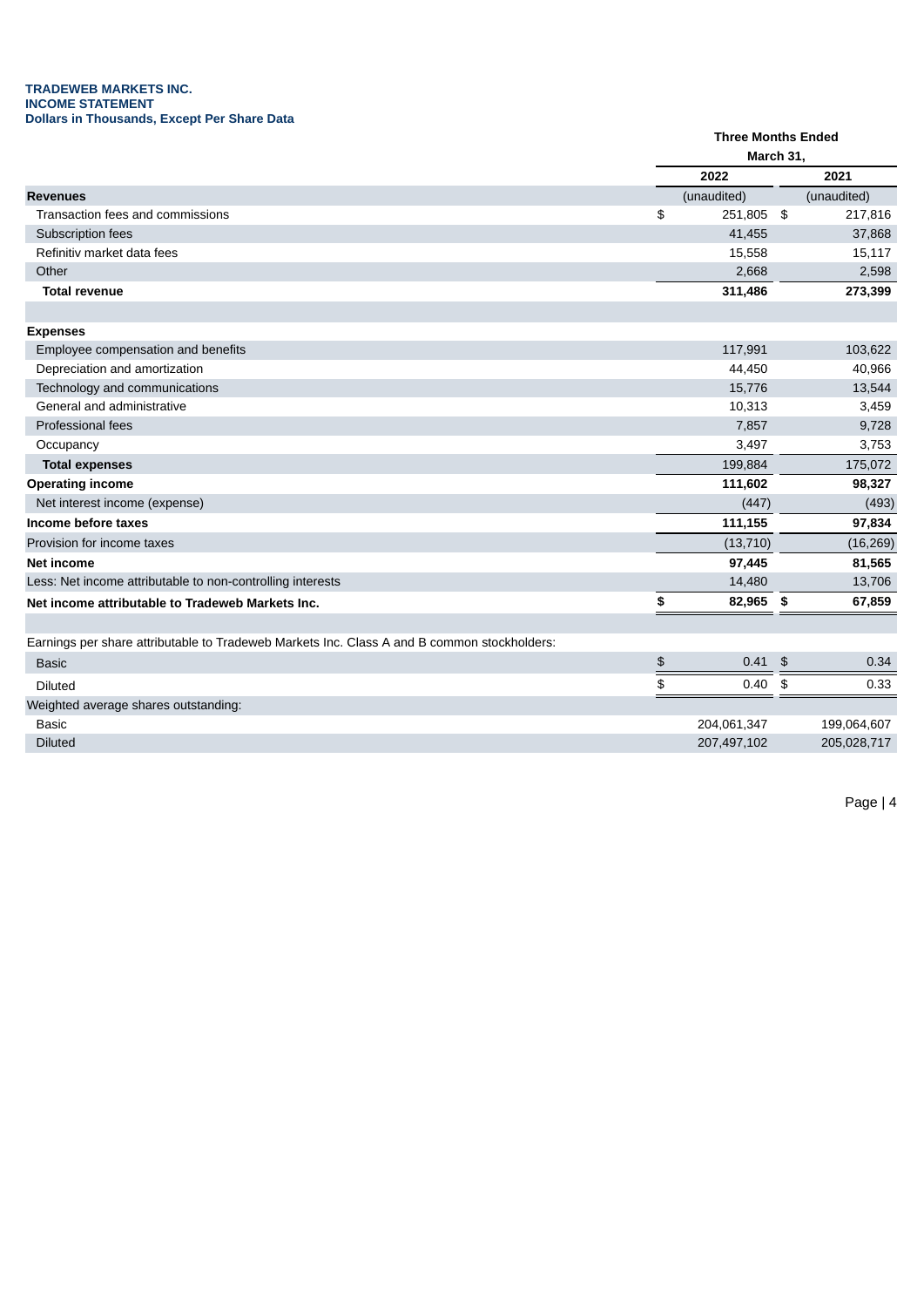**TRADEWEB MARKETS INC.**
**INCOME STATEMENT**
**Dollars in Thousands, Except Per Share Data**

| | Three Months Ended March 31, | |
|---|---|---|
| | 2022 | 2021 |
| **Revenues** | (unaudited) | (unaudited) |
| Transaction fees and commissions | $ 251,805 | $ 217,816 |
| Subscription fees | 41,455 | 37,868 |
| Refinitiv market data fees | 15,558 | 15,117 |
| Other | 2,668 | 2,598 |
| **Total revenue** | **311,486** | **273,399** |
| | | |
| **Expenses** | | |
| Employee compensation and benefits | 117,991 | 103,622 |
| Depreciation and amortization | 44,450 | 40,966 |
| Technology and communications | 15,776 | 13,544 |
| General and administrative | 10,313 | 3,459 |
| Professional fees | 7,857 | 9,728 |
| Occupancy | 3,497 | 3,753 |
| **Total expenses** | 199,884 | 175,072 |
| **Operating income** | **111,602** | **98,327** |
| Net interest income (expense) | (447) | (493) |
| **Income before taxes** | **111,155** | **97,834** |
| Provision for income taxes | (13,710) | (16,269) |
| **Net income** | **97,445** | **81,565** |
| Less: Net income attributable to non-controlling interests | 14,480 | 13,706 |
| **Net income attributable to Tradeweb Markets Inc.** | **$ 82,965** | **$ 67,859** |
| | | |
| Earnings per share attributable to Tradeweb Markets Inc. Class A and B common stockholders: | | |
| Basic | $ 0.41 | $ 0.34 |
| Diluted | $ 0.40 | $ 0.33 |
| Weighted average shares outstanding: | | |
| Basic | 204,061,347 | 199,064,607 |
| Diluted | 207,497,102 | 205,028,717 |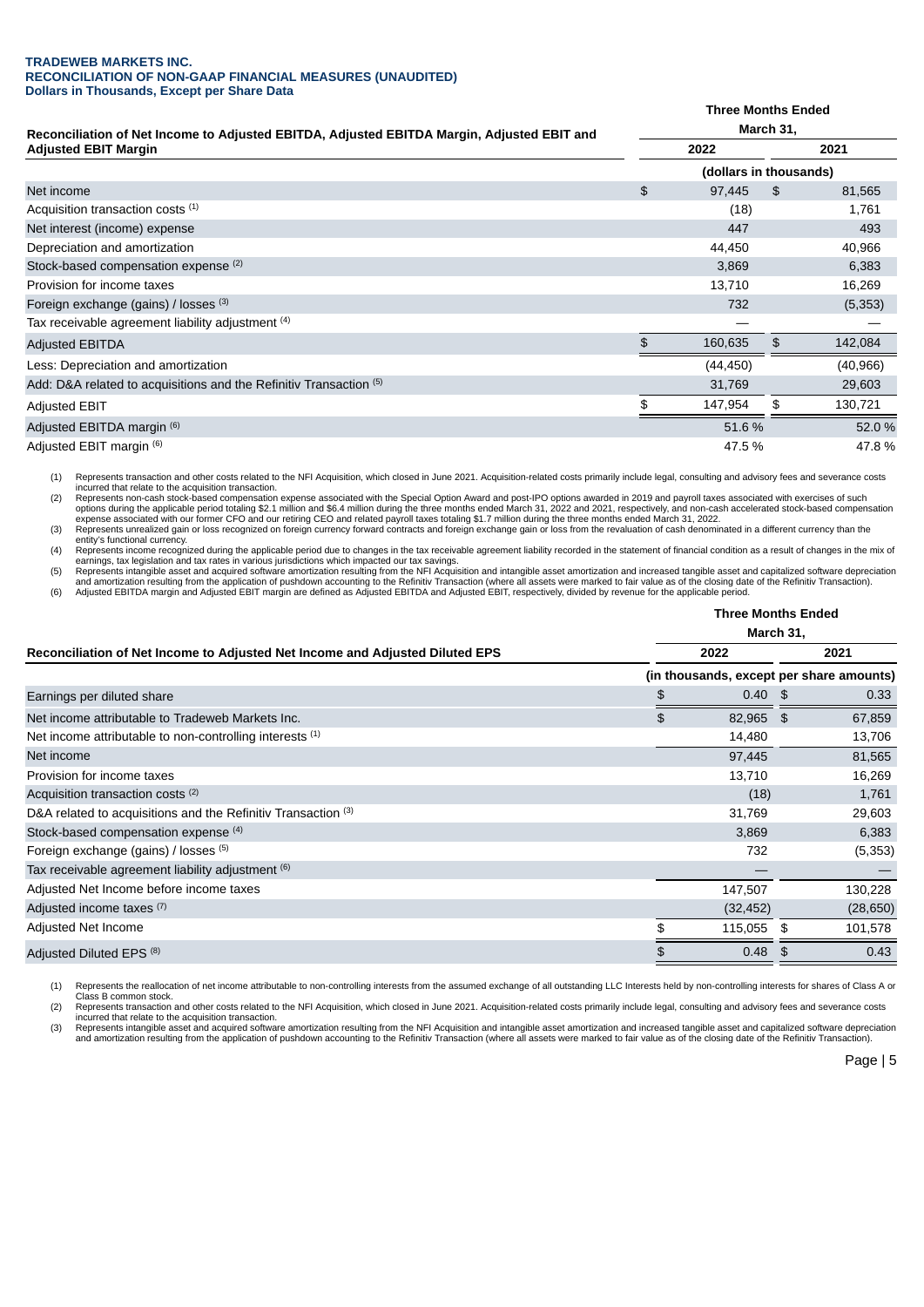**TRADEWEB MARKETS INC.**
**RECONCILIATION OF NON-GAAP FINANCIAL MEASURES (UNAUDITED)**
**Dollars in Thousands, Except per Share Data**

| Reconciliation of Net Income to Adjusted EBITDA, Adjusted EBITDA Margin, Adjusted EBIT and Adjusted EBIT Margin | Three Months Ended March 31, 2022 | Three Months Ended March 31, 2021 |
|---|---|---|
| | (dollars in thousands) | |
| Net income | $ 97,445 | $ 81,565 |
| Acquisition transaction costs [(1)] | (18) | 1,761 |
| Net interest (income) expense | 447 | 493 |
| Depreciation and amortization | 44,450 | 40,966 |
| Stock-based compensation expense [(2)] | 3,869 | 6,383 |
| Provision for income taxes | 13,710 | 16,269 |
| Foreign exchange (gains) / losses [(3)] | 732 | (5,353) |
| Tax receivable agreement liability adjustment [(4)] | — | — |
| Adjusted EBITDA | $ 160,635 | $ 142,084 |
| Less: Depreciation and amortization | (44,450) | (40,966) |
| Add: D&A related to acquisitions and the Refinitiv Transaction [(5)] | 31,769 | 29,603 |
| Adjusted EBIT | $ 147,954 | $ 130,721 |
| Adjusted EBITDA margin [(6)] | 51.6 % | 52.0 % |
| Adjusted EBIT margin [(6)] | 47.5 % | 47.8 % |

(1) Represents transaction and other costs related to the NFI Acquisition, which closed in June 2021. Acquisition-related costs primarily include legal, consulting and advisory fees and severance costs incurred that relate to the acquisition transaction.
(2) Represents non-cash stock-based compensation expense associated with the Special Option Award and post-IPO options awarded in 2019 and payroll taxes associated with exercises of such options during the applicable period totaling $2.1 million and $6.4 million during the three months ended March 31, 2022 and 2021, respectively, and non-cash accelerated stock-based compensation expense associated with our former CFO and our retiring CEO and related payroll taxes totaling $1.7 million during the three months ended March 31, 2022.
(3) Represents unrealized gain or loss recognized on foreign currency forward contracts and foreign exchange gain or loss from the revaluation of cash denominated in a different currency than the entity's functional currency.
(4) Represents income recognized during the applicable period due to changes in the tax receivable agreement liability recorded in the statement of financial condition as a result of changes in the mix of earnings, tax legislation and tax rates in various jurisdictions which impacted our tax savings.
(5) Represents intangible asset and acquired software amortization resulting from the NFI Acquisition and intangible asset amortization and increased tangible asset and capitalized software depreciation and amortization resulting from the application of pushdown accounting to the Refinitiv Transaction (where all assets were marked to fair value as of the closing date of the Refinitiv Transaction).
(6) Adjusted EBITDA margin and Adjusted EBIT margin are defined as Adjusted EBITDA and Adjusted EBIT, respectively, divided by revenue for the applicable period.

| Reconciliation of Net Income to Adjusted Net Income and Adjusted Diluted EPS | Three Months Ended March 31, 2022 | Three Months Ended March 31, 2021 |
|---|---|---|
| | (in thousands, except per share amounts) | |
| Earnings per diluted share | $ 0.40 | $ 0.33 |
| Net income attributable to Tradeweb Markets Inc. | $ 82,965 | $ 67,859 |
| Net income attributable to non-controlling interests [(1)] | 14,480 | 13,706 |
| Net income | 97,445 | 81,565 |
| Provision for income taxes | 13,710 | 16,269 |
| Acquisition transaction costs [(2)] | (18) | 1,761 |
| D&A related to acquisitions and the Refinitiv Transaction [(3)] | 31,769 | 29,603 |
| Stock-based compensation expense [(4)] | 3,869 | 6,383 |
| Foreign exchange (gains) / losses [(5)] | 732 | (5,353) |
| Tax receivable agreement liability adjustment [(6)] | — | — |
| Adjusted Net Income before income taxes | 147,507 | 130,228 |
| Adjusted income taxes [(7)] | (32,452) | (28,650) |
| Adjusted Net Income | $ 115,055 | $ 101,578 |
| Adjusted Diluted EPS [(8)] | $ 0.48 | $ 0.43 |

(1) Represents the reallocation of net income attributable to non-controlling interests from the assumed exchange of all outstanding LLC Interests held by non-controlling interests for shares of Class A or Class B common stock.
(2) Represents transaction and other costs related to the NFI Acquisition, which closed in June 2021. Acquisition-related costs primarily include legal, consulting and advisory fees and severance costs incurred that relate to the acquisition transaction.
(3) Represents intangible asset and acquired software amortization resulting from the NFI Acquisition and intangible asset amortization and increased tangible asset and capitalized software depreciation and amortization resulting from the application of pushdown accounting to the Refinitiv Transaction (where all assets were marked to fair value as of the closing date of the Refinitiv Transaction).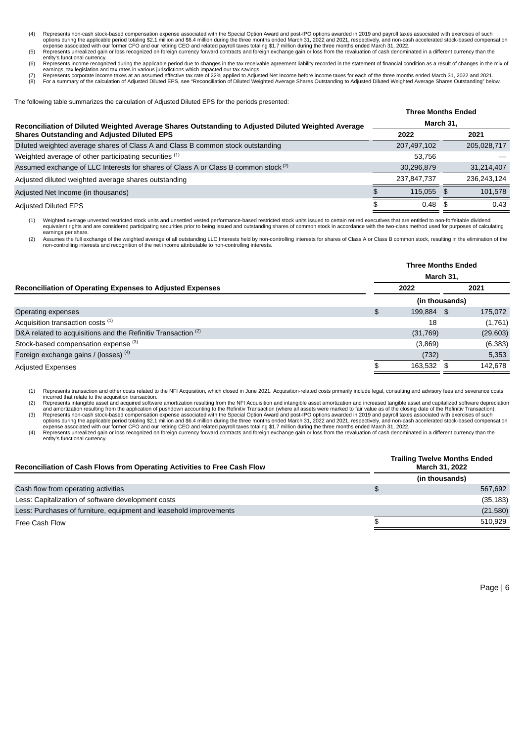(4) Represents non-cash stock-based compensation expense associated with the Special Option Award and post-IPO options awarded in 2019 and payroll taxes associated with exercises of such options during the applicable period totaling \$2.1 million and \$6.4 million during the three months ended March 31, 2022 and 2021, respectively, and non-cash accelerated stock-based compensation expense associated with our former CFO and our retiring CEO and related payroll taxes totaling \$1.7 million during the three months ended March 31, 2022.

(5) Represents unrealized gain or loss recognized on foreign currency forward contracts and foreign exchange gain or loss from the revaluation of cash denominated in a different currency than the entity's functional currency.

(6) Represents income recognized during the applicable period due to changes in the tax receivable agreement liability recorded in the statement of financial condition as a result of changes in the mix of earnings, tax legislation and tax rates in various jurisdictions which impacted our tax savings.

(7) Represents corporate income taxes at an assumed effective tax rate of 22% applied to Adjusted Net Income before income taxes for each of the three months ended March 31, 2022 and 2021.

(8) For a summary of the calculation of Adjusted Diluted EPS, see "Reconciliation of Diluted Weighted Average Shares Outstanding to Adjusted Diluted Weighted Average Shares Outstanding" below.

The following table summarizes the calculation of Adjusted Diluted EPS for the periods presented:

| Reconciliation of Diluted Weighted Average Shares Outstanding to Adjusted Diluted Weighted Average Shares Outstanding and Adjusted Diluted EPS | Three Months Ended March 31, 2022 | Three Months Ended March 31, 2021 |
|---|---|---|
| Diluted weighted average shares of Class A and Class B common stock outstanding | 207,497,102 | 205,028,717 |
| Weighted average of other participating securities (1) | 53,756 | — |
| Assumed exchange of LLC Interests for shares of Class A or Class B common stock (2) | 30,296,879 | 31,214,407 |
| Adjusted diluted weighted average shares outstanding | 237,847,737 | 236,243,124 |
| Adjusted Net Income (in thousands) | \$ 115,055 | \$ 101,578 |
| Adjusted Diluted EPS | \$ 0.48 | \$ 0.43 |

(1) Weighted average unvested restricted stock units and unsettled vested performance-based restricted stock units issued to certain retired executives that are entitled to non-forfeitable dividend equivalent rights and are considered participating securities prior to being issued and outstanding shares of common stock in accordance with the two-class method used for purposes of calculating earnings per share.

(2) Assumes the full exchange of the weighted average of all outstanding LLC Interests held by non-controlling interests for shares of Class A or Class B common stock, resulting in the elimination of the non-controlling interests and recognition of the net income attributable to non-controlling interests.

| Reconciliation of Operating Expenses to Adjusted Expenses | Three Months Ended March 31, 2022 | Three Months Ended March 31, 2021 |
|---|---|---|
| | (in thousands) | |
| Operating expenses | \$ 199,884 | \$ 175,072 |
| Acquisition transaction costs (1) | 18 | (1,761) |
| D&A related to acquisitions and the Refinitiv Transaction (2) | (31,769) | (29,603) |
| Stock-based compensation expense (3) | (3,869) | (6,383) |
| Foreign exchange gains / (losses) (4) | (732) | 5,353 |
| Adjusted Expenses | \$ 163,532 | \$ 142,678 |

(1) Represents transaction and other costs related to the NFI Acquisition, which closed in June 2021. Acquisition-related costs primarily include legal, consulting and advisory fees and severance costs incurred that relate to the acquisition transaction.

(2) Represents intangible asset and acquired software amortization resulting from the NFI Acquisition and intangible asset amortization and increased tangible asset and capitalized software depreciation and amortization resulting from the application of pushdown accounting to the Refinitiv Transaction (where all assets were marked to fair value as of the closing date of the Refinitiv Transaction).

(3) Represents non-cash stock-based compensation expense associated with the Special Option Award and post-IPO options awarded in 2019 and payroll taxes associated with exercises of such options during the applicable period totaling \$2.1 million and \$6.4 million during the three months ended March 31, 2022 and 2021, respectively, and non-cash accelerated stock-based compensation expense associated with our former CFO and our retiring CEO and related payroll taxes totaling \$1.7 million during the three months ended March 31, 2022.

(4) Represents unrealized gain or loss recognized on foreign currency forward contracts and foreign exchange gain or loss from the revaluation of cash denominated in a different currency than the entity's functional currency.

| Reconciliation of Cash Flows from Operating Activities to Free Cash Flow | Trailing Twelve Months Ended March 31, 2022 |
|---|---|
| | (in thousands) |
| Cash flow from operating activities | \$ 567,692 |
| Less: Capitalization of software development costs | (35,183) |
| Less: Purchases of furniture, equipment and leasehold improvements | (21,580) |
| Free Cash Flow | \$ 510,929 |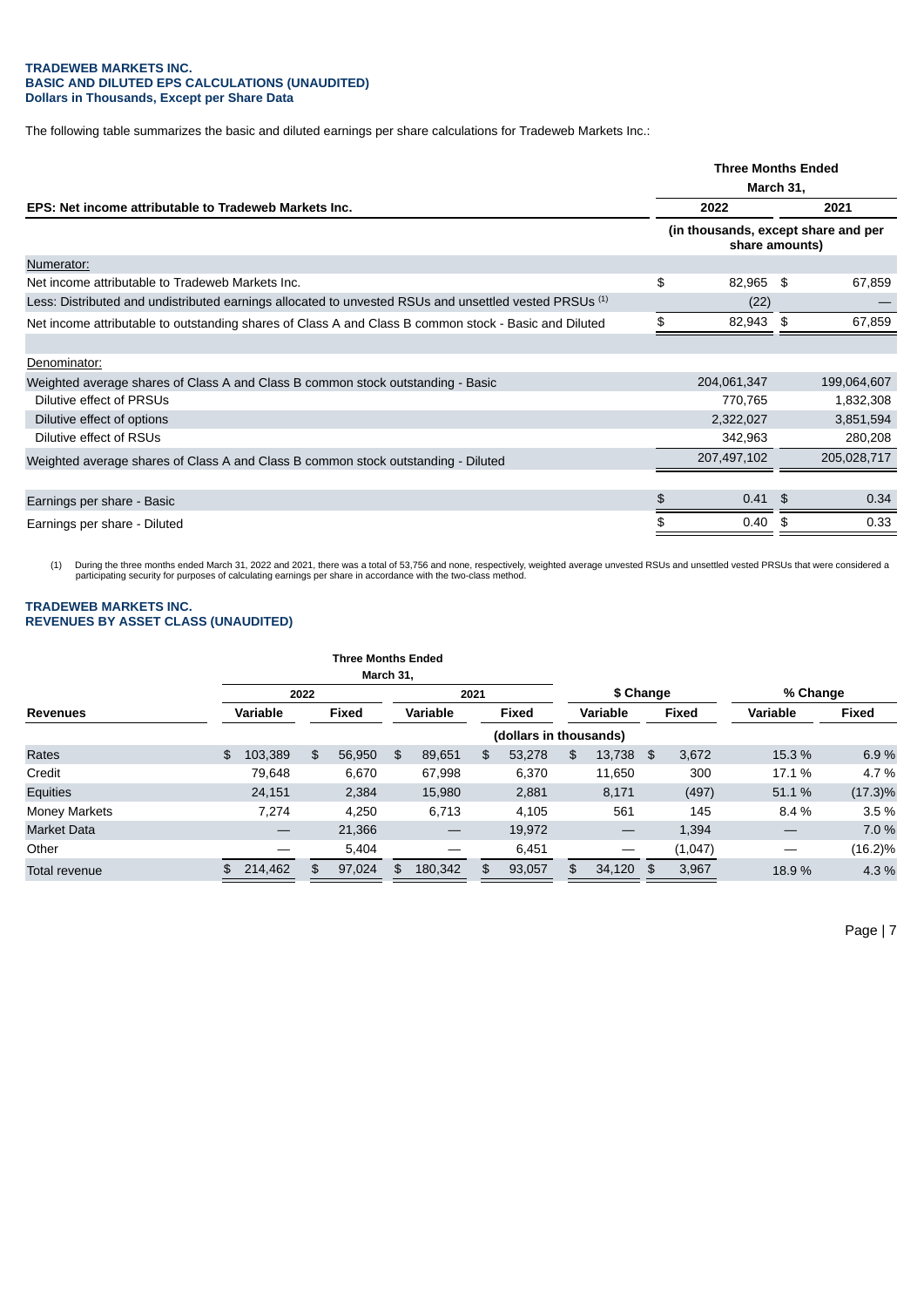**TRADEWEB MARKETS INC.**
**BASIC AND DILUTED EPS CALCULATIONS (UNAUDITED)**
**Dollars in Thousands, Except per Share Data**

The following table summarizes the basic and diluted earnings per share calculations for Tradeweb Markets Inc.:

| EPS: Net income attributable to Tradeweb Markets Inc. | Three Months Ended March 31, 2022 | Three Months Ended March 31, 2021 |
|---|---|---|
| | (in thousands, except share and per share amounts) | |
| Numerator: | | |
| Net income attributable to Tradeweb Markets Inc. | $ 82,965 | $ 67,859 |
| Less: Distributed and undistributed earnings allocated to unvested RSUs and unsettled vested PRSUs [1] | (22) | — |
| Net income attributable to outstanding shares of Class A and Class B common stock - Basic and Diluted | $ 82,943 | $ 67,859 |
| Denominator: | | |
| Weighted average shares of Class A and Class B common stock outstanding - Basic | 204,061,347 | 199,064,607 |
| Dilutive effect of PRSUs | 770,765 | 1,832,308 |
| Dilutive effect of options | 2,322,027 | 3,851,594 |
| Dilutive effect of RSUs | 342,963 | 280,208 |
| Weighted average shares of Class A and Class B common stock outstanding - Diluted | 207,497,102 | 205,028,717 |
| Earnings per share - Basic | $ 0.41 | $ 0.34 |
| Earnings per share - Diluted | $ 0.40 | $ 0.33 |

(1) During the three months ended March 31, 2022 and 2021, there was a total of 53,756 and none, respectively, weighted average unvested RSUs and unsettled vested PRSUs that were considered a participating security for purposes of calculating earnings per share in accordance with the two-class method.

**TRADEWEB MARKETS INC.**
**REVENUES BY ASSET CLASS (UNAUDITED)**

| Revenues | Three Months Ended March 31, 2022 | | 2021 | | $ Change | | % Change | |
|---|---|---|---|---|---|---|---|---|
| | Variable | Fixed | Variable | Fixed | Variable | Fixed | Variable | Fixed |
| | (dollars in thousands) | | | | | | | |
| Rates | $ 103,389 | $ 56,950 | $ 89,651 | $ 53,278 | $ 13,738 | $ 3,672 | 15.3 % | 6.9 % |
| Credit | 79,648 | 6,670 | 67,998 | 6,370 | 11,650 | 300 | 17.1 % | 4.7 % |
| Equities | 24,151 | 2,384 | 15,980 | 2,881 | 8,171 | (497) | 51.1 % | (17.3)% |
| Money Markets | 7,274 | 4,250 | 6,713 | 4,105 | 561 | 145 | 8.4 % | 3.5 % |
| Market Data | — | 21,366 | — | 19,972 | — | 1,394 | — | 7.0 % |
| Other | — | 5,404 | — | 6,451 | — | (1,047) | — | (16.2)% |
| Total revenue | $ 214,462 | $ 97,024 | $ 180,342 | $ 93,057 | $ 34,120 | $ 3,967 | 18.9 % | 4.3 % |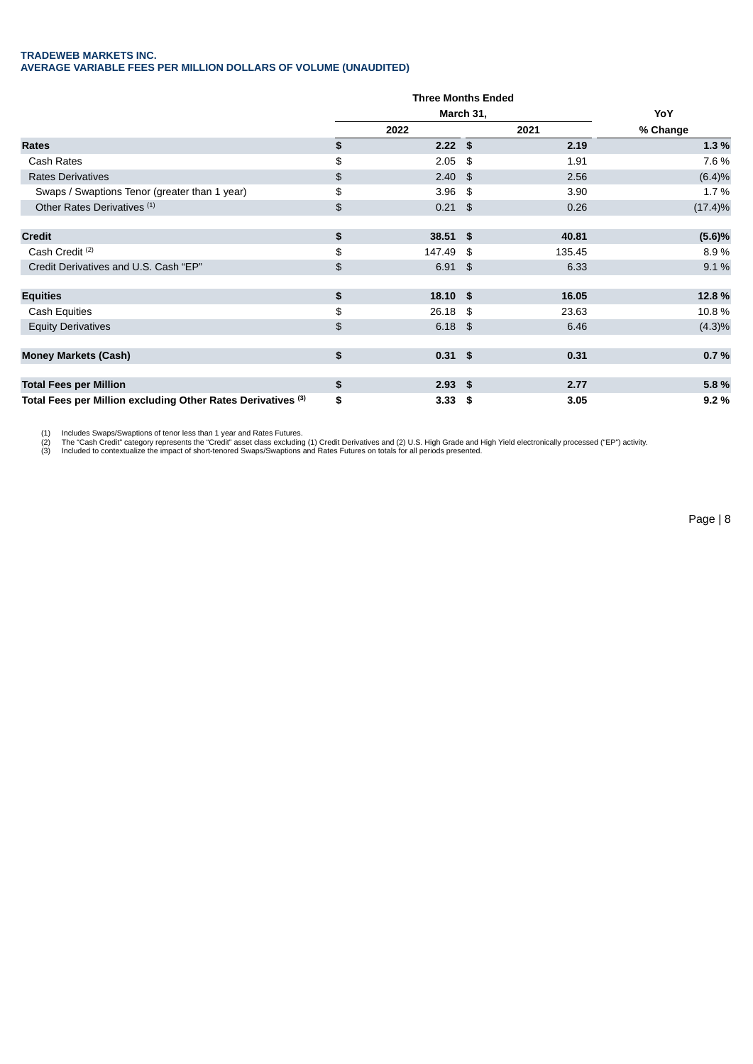**TRADEWEB MARKETS INC.**
**AVERAGE VARIABLE FEES PER MILLION DOLLARS OF VOLUME (UNAUDITED)**

| | Three Months Ended March 31, | | YoY |
|---|---|---|---|
| | 2022 | 2021 | % Change |
| **Rates** | **$ 2.22** | **$ 2.19** | **1.3 %** |
| Cash Rates | $ 2.05 | $ 1.91 | 7.6 % |
| Rates Derivatives | $ 2.40 | $ 2.56 | (6.4)% |
| Swaps / Swaptions Tenor (greater than 1 year) | $ 3.96 | $ 3.90 | 1.7 % |
| Other Rates Derivatives [1] | $ 0.21 | $ 0.26 | (17.4)% |
| **Credit** | **$ 38.51** | **$ 40.81** | **(5.6)%** |
| Cash Credit [2] | $ 147.49 | $ 135.45 | 8.9 % |
| Credit Derivatives and U.S. Cash "EP" | $ 6.91 | $ 6.33 | 9.1 % |
| **Equities** | **$ 18.10** | **$ 16.05** | **12.8 %** |
| Cash Equities | $ 26.18 | $ 23.63 | 10.8 % |
| Equity Derivatives | $ 6.18 | $ 6.46 | (4.3)% |
| **Money Markets (Cash)** | **$ 0.31** | **$ 0.31** | **0.7 %** |
| **Total Fees per Million** | **$ 2.93** | **$ 2.77** | **5.8 %** |
| **Total Fees per Million excluding Other Rates Derivatives [3]** | **$ 3.33** | **$ 3.05** | **9.2 %** |

(1) Includes Swaps/Swaptions of tenor less than 1 year and Rates Futures.
(2) The "Cash Credit" category represents the "Credit" asset class excluding (1) Credit Derivatives and (2) U.S. High Grade and High Yield electronically processed ("EP") activity.
(3) Included to contextualize the impact of short-tenored Swaps/Swaptions and Rates Futures on totals for all periods presented.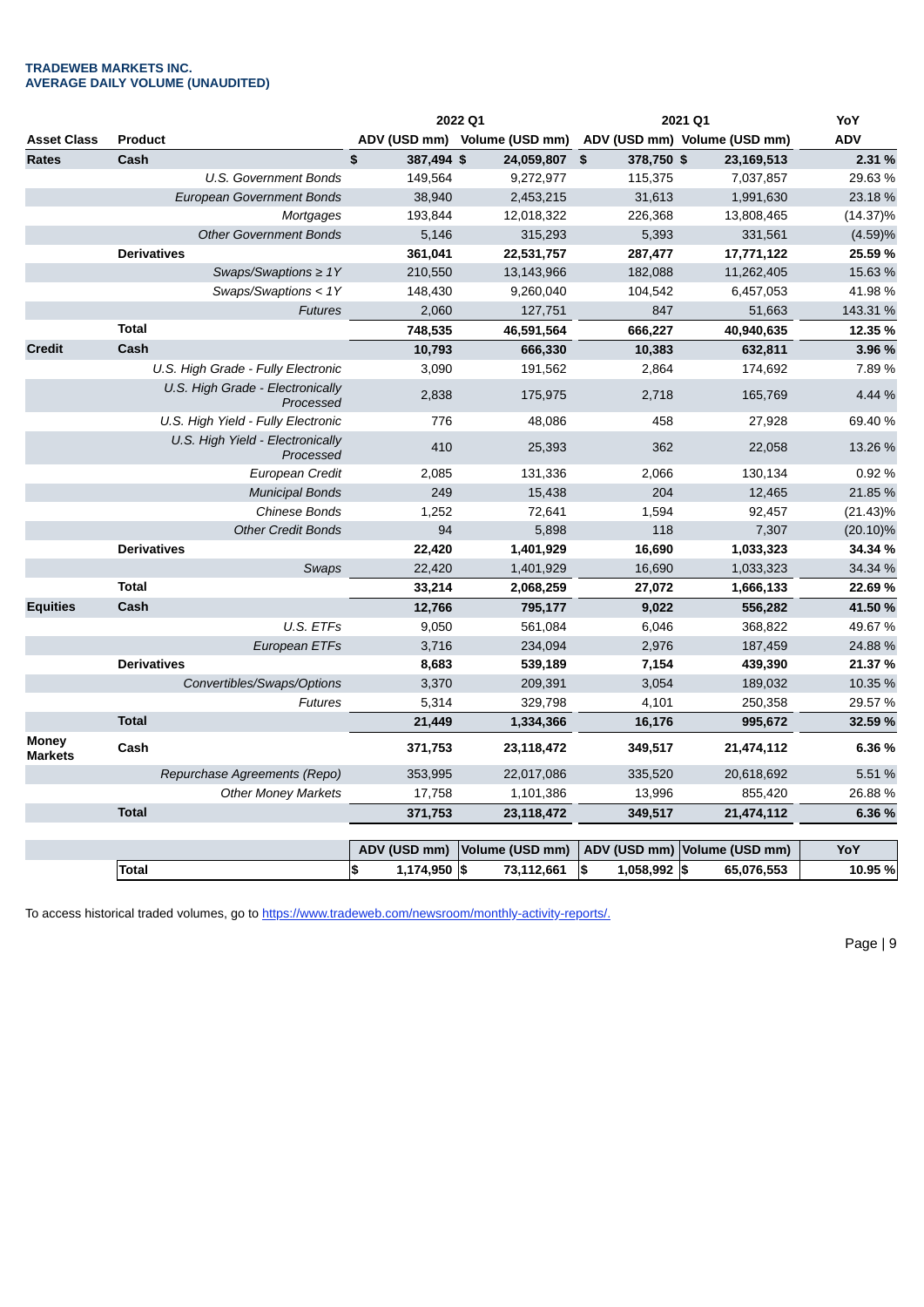**TRADEWEB MARKETS INC.**
**AVERAGE DAILY VOLUME (UNAUDITED)**

| Asset Class | Product | 2022 Q1 ADV (USD mm) | 2022 Q1 Volume (USD mm) | 2021 Q1 ADV (USD mm) | 2021 Q1 Volume (USD mm) | YoY ADV |
|---|---|---|---|---|---|---|
| **Rates** | **Cash** | **$ 387,494** | **$ 24,059,807** | **$ 378,750** | **$ 23,169,513** | **2.31 %** |
| | *U.S. Government Bonds* | 149,564 | 9,272,977 | 115,375 | 7,037,857 | 29.63 % |
| | *European Government Bonds* | 38,940 | 2,453,215 | 31,613 | 1,991,630 | 23.18 % |
| | *Mortgages* | 193,844 | 12,018,322 | 226,368 | 13,808,465 | (14.37)% |
| | *Other Government Bonds* | 5,146 | 315,293 | 5,393 | 331,561 | (4.59)% |
| | **Derivatives** | **361,041** | **22,531,757** | **287,477** | **17,771,122** | **25.59 %** |
| | *Swaps/Swaptions ≥ 1Y* | 210,550 | 13,143,966 | 182,088 | 11,262,405 | 15.63 % |
| | *Swaps/Swaptions < 1Y* | 148,430 | 9,260,040 | 104,542 | 6,457,053 | 41.98 % |
| | *Futures* | 2,060 | 127,751 | 847 | 51,663 | 143.31 % |
| | **Total** | **748,535** | **46,591,564** | **666,227** | **40,940,635** | **12.35 %** |
| **Credit** | **Cash** | **10,793** | **666,330** | **10,383** | **632,811** | **3.96 %** |
| | *U.S. High Grade - Fully Electronic* | 3,090 | 191,562 | 2,864 | 174,692 | 7.89 % |
| | *U.S. High Grade - Electronically Processed* | 2,838 | 175,975 | 2,718 | 165,769 | 4.44 % |
| | *U.S. High Yield - Fully Electronic* | 776 | 48,086 | 458 | 27,928 | 69.40 % |
| | *U.S. High Yield - Electronically Processed* | 410 | 25,393 | 362 | 22,058 | 13.26 % |
| | *European Credit* | 2,085 | 131,336 | 2,066 | 130,134 | 0.92 % |
| | *Municipal Bonds* | 249 | 15,438 | 204 | 12,465 | 21.85 % |
| | *Chinese Bonds* | 1,252 | 72,641 | 1,594 | 92,457 | (21.43)% |
| | *Other Credit Bonds* | 94 | 5,898 | 118 | 7,307 | (20.10)% |
| | **Derivatives** | **22,420** | **1,401,929** | **16,690** | **1,033,323** | **34.34 %** |
| | *Swaps* | 22,420 | 1,401,929 | 16,690 | 1,033,323 | 34.34 % |
| | **Total** | **33,214** | **2,068,259** | **27,072** | **1,666,133** | **22.69 %** |
| **Equities** | **Cash** | **12,766** | **795,177** | **9,022** | **556,282** | **41.50 %** |
| | *U.S. ETFs* | 9,050 | 561,084 | 6,046 | 368,822 | 49.67 % |
| | *European ETFs* | 3,716 | 234,094 | 2,976 | 187,459 | 24.88 % |
| | **Derivatives** | **8,683** | **539,189** | **7,154** | **439,390** | **21.37 %** |
| | *Convertibles/Swaps/Options* | 3,370 | 209,391 | 3,054 | 189,032 | 10.35 % |
| | *Futures* | 5,314 | 329,798 | 4,101 | 250,358 | 29.57 % |
| | **Total** | **21,449** | **1,334,366** | **16,176** | **995,672** | **32.59 %** |
| **Money Markets** | **Cash** | **371,753** | **23,118,472** | **349,517** | **21,474,112** | **6.36 %** |
| | *Repurchase Agreements (Repo)* | 353,995 | 22,017,086 | 335,520 | 20,618,692 | 5.51 % |
| | *Other Money Markets* | 17,758 | 1,101,386 | 13,996 | 855,420 | 26.88 % |
| | **Total** | **371,753** | **23,118,472** | **349,517** | **21,474,112** | **6.36 %** |

| | | ADV (USD mm) | Volume (USD mm) | ADV (USD mm) | Volume (USD mm) | YoY |
|---|---|---|---|---|---|---|
| | **Total** | **$ 1,174,950** | **$ 73,112,661** | **$ 1,058,992** | **$ 65,076,553** | **10.95 %** |

To access historical traded volumes, go to https://www.tradeweb.com/newsroom/monthly-activity-reports/.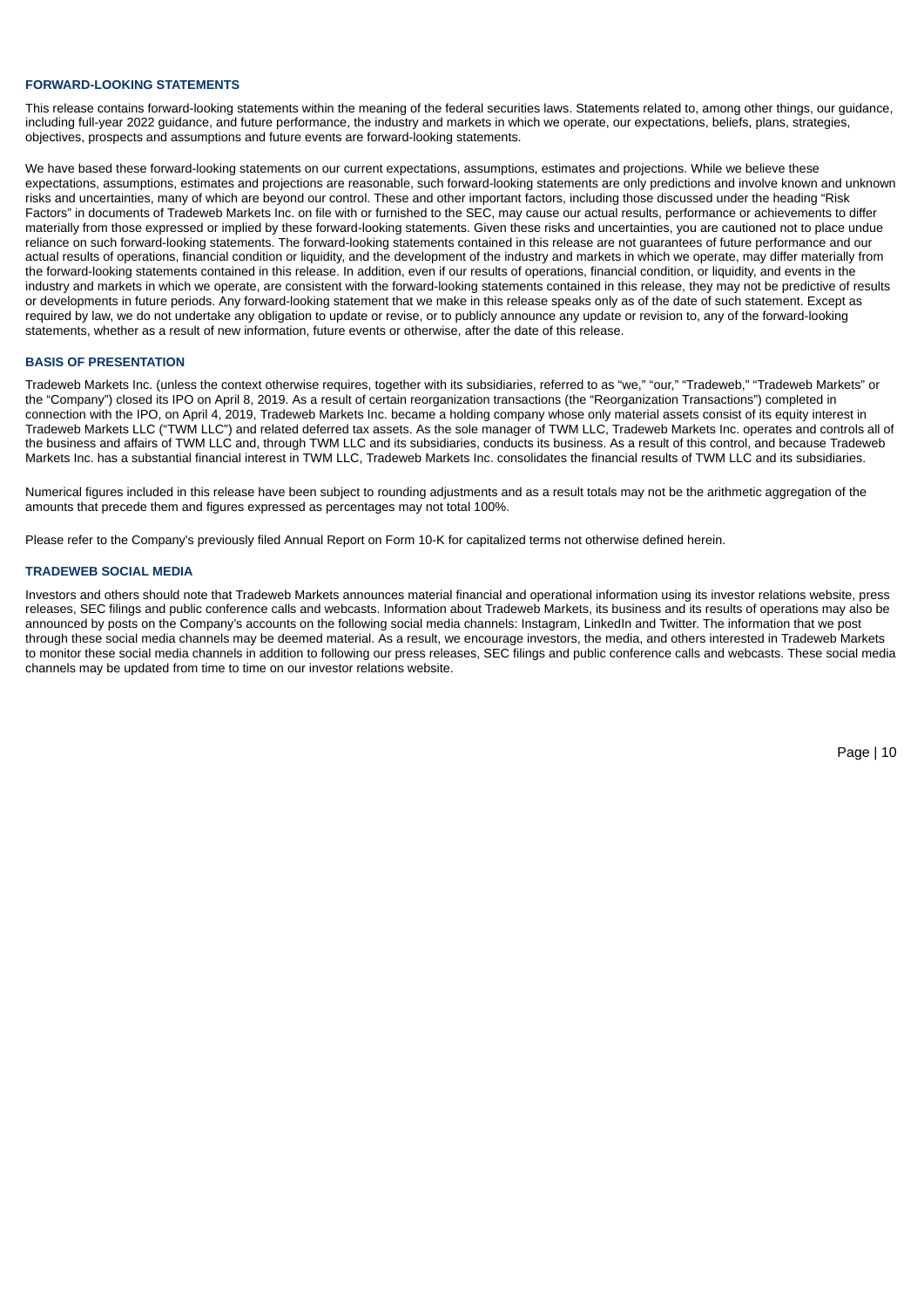## FORWARD-LOOKING STATEMENTS

This release contains forward-looking statements within the meaning of the federal securities laws. Statements related to, among other things, our guidance, including full-year 2022 guidance, and future performance, the industry and markets in which we operate, our expectations, beliefs, plans, strategies, objectives, prospects and assumptions and future events are forward-looking statements.

We have based these forward-looking statements on our current expectations, assumptions, estimates and projections. While we believe these expectations, assumptions, estimates and projections are reasonable, such forward-looking statements are only predictions and involve known and unknown risks and uncertainties, many of which are beyond our control. These and other important factors, including those discussed under the heading "Risk Factors" in documents of Tradeweb Markets Inc. on file with or furnished to the SEC, may cause our actual results, performance or achievements to differ materially from those expressed or implied by these forward-looking statements. Given these risks and uncertainties, you are cautioned not to place undue reliance on such forward-looking statements. The forward-looking statements contained in this release are not guarantees of future performance and our actual results of operations, financial condition or liquidity, and the development of the industry and markets in which we operate, may differ materially from the forward-looking statements contained in this release. In addition, even if our results of operations, financial condition, or liquidity, and events in the industry and markets in which we operate, are consistent with the forward-looking statements contained in this release, they may not be predictive of results or developments in future periods. Any forward-looking statement that we make in this release speaks only as of the date of such statement. Except as required by law, we do not undertake any obligation to update or revise, or to publicly announce any update or revision to, any of the forward-looking statements, whether as a result of new information, future events or otherwise, after the date of this release.

## BASIS OF PRESENTATION

Tradeweb Markets Inc. (unless the context otherwise requires, together with its subsidiaries, referred to as "we," "our," "Tradeweb," "Tradeweb Markets" or the "Company") closed its IPO on April 8, 2019. As a result of certain reorganization transactions (the "Reorganization Transactions") completed in connection with the IPO, on April 4, 2019, Tradeweb Markets Inc. became a holding company whose only material assets consist of its equity interest in Tradeweb Markets LLC ("TWM LLC") and related deferred tax assets. As the sole manager of TWM LLC, Tradeweb Markets Inc. operates and controls all of the business and affairs of TWM LLC and, through TWM LLC and its subsidiaries, conducts its business. As a result of this control, and because Tradeweb Markets Inc. has a substantial financial interest in TWM LLC, Tradeweb Markets Inc. consolidates the financial results of TWM LLC and its subsidiaries.

Numerical figures included in this release have been subject to rounding adjustments and as a result totals may not be the arithmetic aggregation of the amounts that precede them and figures expressed as percentages may not total 100%.

Please refer to the Company's previously filed Annual Report on Form 10-K for capitalized terms not otherwise defined herein.

## TRADEWEB SOCIAL MEDIA

Investors and others should note that Tradeweb Markets announces material financial and operational information using its investor relations website, press releases, SEC filings and public conference calls and webcasts. Information about Tradeweb Markets, its business and its results of operations may also be announced by posts on the Company's accounts on the following social media channels: Instagram, LinkedIn and Twitter. The information that we post through these social media channels may be deemed material. As a result, we encourage investors, the media, and others interested in Tradeweb Markets to monitor these social media channels in addition to following our press releases, SEC filings and public conference calls and webcasts. These social media channels may be updated from time to time on our investor relations website.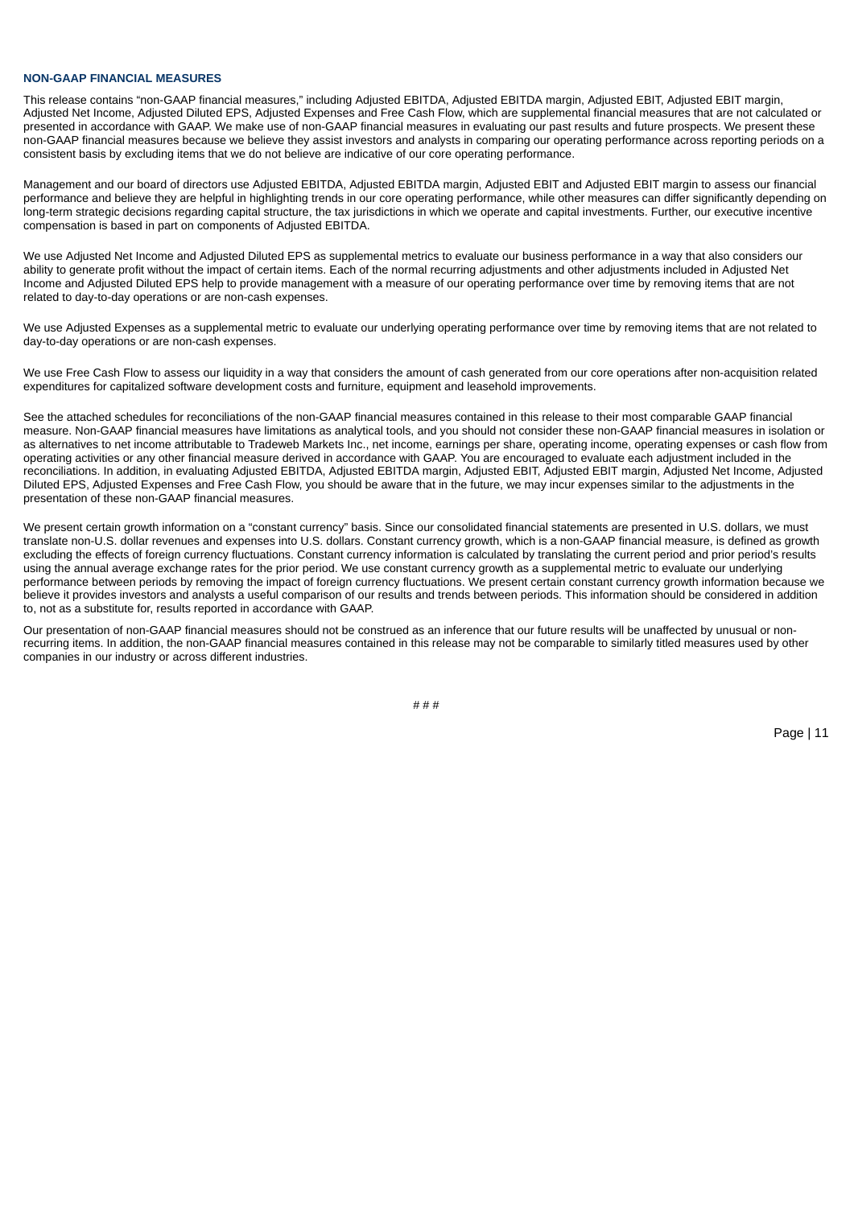## NON-GAAP FINANCIAL MEASURES

This release contains “non-GAAP financial measures,” including Adjusted EBITDA, Adjusted EBITDA margin, Adjusted EBIT, Adjusted EBIT margin, Adjusted Net Income, Adjusted Diluted EPS, Adjusted Expenses and Free Cash Flow, which are supplemental financial measures that are not calculated or presented in accordance with GAAP. We make use of non-GAAP financial measures in evaluating our past results and future prospects. We present these non-GAAP financial measures because we believe they assist investors and analysts in comparing our operating performance across reporting periods on a consistent basis by excluding items that we do not believe are indicative of our core operating performance.

Management and our board of directors use Adjusted EBITDA, Adjusted EBITDA margin, Adjusted EBIT and Adjusted EBIT margin to assess our financial performance and believe they are helpful in highlighting trends in our core operating performance, while other measures can differ significantly depending on long-term strategic decisions regarding capital structure, the tax jurisdictions in which we operate and capital investments. Further, our executive incentive compensation is based in part on components of Adjusted EBITDA.

We use Adjusted Net Income and Adjusted Diluted EPS as supplemental metrics to evaluate our business performance in a way that also considers our ability to generate profit without the impact of certain items. Each of the normal recurring adjustments and other adjustments included in Adjusted Net Income and Adjusted Diluted EPS help to provide management with a measure of our operating performance over time by removing items that are not related to day-to-day operations or are non-cash expenses.

We use Adjusted Expenses as a supplemental metric to evaluate our underlying operating performance over time by removing items that are not related to day-to-day operations or are non-cash expenses.

We use Free Cash Flow to assess our liquidity in a way that considers the amount of cash generated from our core operations after non-acquisition related expenditures for capitalized software development costs and furniture, equipment and leasehold improvements.

See the attached schedules for reconciliations of the non-GAAP financial measures contained in this release to their most comparable GAAP financial measure. Non-GAAP financial measures have limitations as analytical tools, and you should not consider these non-GAAP financial measures in isolation or as alternatives to net income attributable to Tradeweb Markets Inc., net income, earnings per share, operating income, operating expenses or cash flow from operating activities or any other financial measure derived in accordance with GAAP. You are encouraged to evaluate each adjustment included in the reconciliations. In addition, in evaluating Adjusted EBITDA, Adjusted EBITDA margin, Adjusted EBIT, Adjusted EBIT margin, Adjusted Net Income, Adjusted Diluted EPS, Adjusted Expenses and Free Cash Flow, you should be aware that in the future, we may incur expenses similar to the adjustments in the presentation of these non-GAAP financial measures.

We present certain growth information on a “constant currency” basis. Since our consolidated financial statements are presented in U.S. dollars, we must translate non-U.S. dollar revenues and expenses into U.S. dollars. Constant currency growth, which is a non-GAAP financial measure, is defined as growth excluding the effects of foreign currency fluctuations. Constant currency information is calculated by translating the current period and prior period’s results using the annual average exchange rates for the prior period. We use constant currency growth as a supplemental metric to evaluate our underlying performance between periods by removing the impact of foreign currency fluctuations. We present certain constant currency growth information because we believe it provides investors and analysts a useful comparison of our results and trends between periods. This information should be considered in addition to, not as a substitute for, results reported in accordance with GAAP.

Our presentation of non-GAAP financial measures should not be construed as an inference that our future results will be unaffected by unusual or non-recurring items. In addition, the non-GAAP financial measures contained in this release may not be comparable to similarly titled measures used by other companies in our industry or across different industries.

# # #